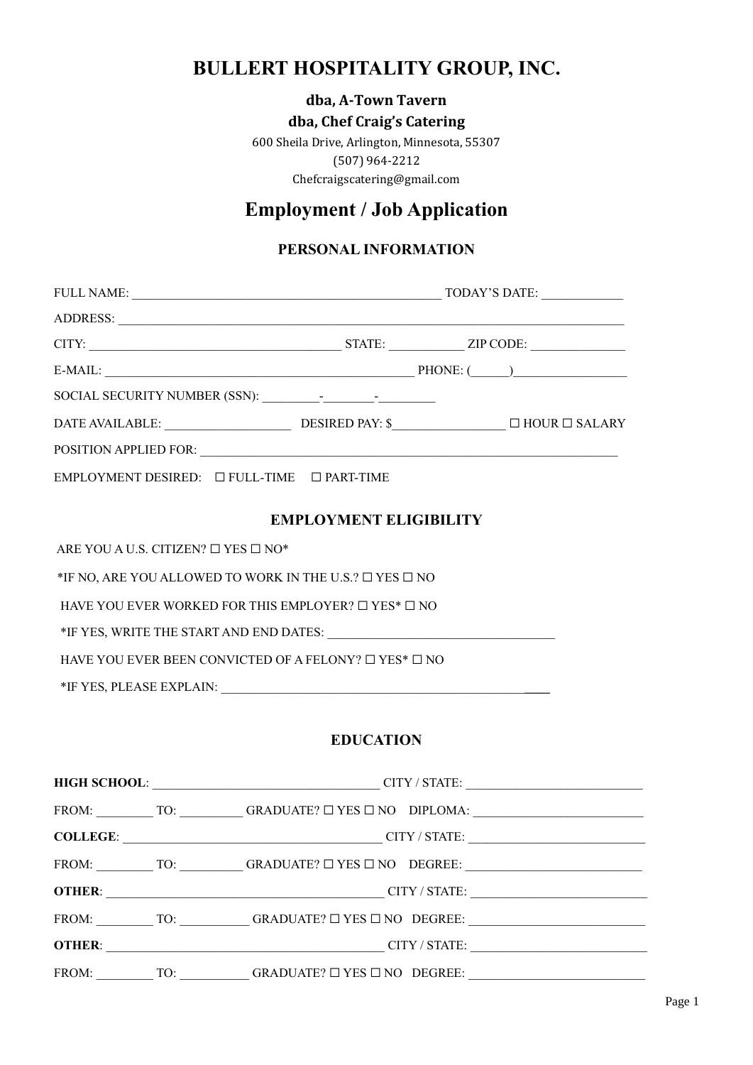# BULLERT HOSPITALITY GROUP, INC.

**dba, A-Town Tavern**

**dba, Chef Craig's Catering**

600 Sheila Drive, Arlington, Minnesota, 55307

(507) 964-2212

Chefcraigscatering@gmail.com

## Employment / Job Application

### PERSONAL INFORMATION

FULL NAME: ______________________________________________ TODAY'S DATE: _____________

ADDRESS: ______________________________________________________________________________

CITY: ________________________________________ STATE: ____________ ZIP CODE: _______________

E-MAIL: ________________________________________________ PHONE: (______)__________________

SOCIAL SECURITY NUMBER (SSN): _________-________-_________

DATE AVAILABLE: ____________________ DESIRED PAY: $__________________ ☐ HOUR ☐ SALARY

POSITION APPLIED FOR: ________________________________________________________________

EMPLOYMENT DESIRED: ☐ FULL-TIME ☐ PART-TIME

### EMPLOYMENT ELIGIBILITY

ARE YOU A U.S. CITIZEN? ☐ YES ☐ NO*

*IF NO, ARE YOU ALLOWED TO WORK IN THE U.S.? ☐ YES ☐ NO

HAVE YOU EVER WORKED FOR THIS EMPLOYER? ☐ YES* ☐ NO

*IF YES, WRITE THE START AND END DATES: ____________________________________

HAVE YOU EVER BEEN CONVICTED OF A FELONY? ☐ YES* ☐ NO

*IF YES, PLEASE EXPLAIN: ______________________________________________________

### EDUCATION

**HIGH SCHOOL**: ____________________________________ CITY / STATE: ____________________________

FROM: _________ TO: __________ GRADUATE? ☐ YES ☐ NO DIPLOMA: ___________________________

**COLLEGE**: ________________________________________ CITY / STATE: ____________________________

FROM: _________ TO: __________ GRADUATE? ☐ YES ☐ NO DEGREE: ____________________________

**OTHER**: __________________________________________ CITY / STATE: ____________________________

FROM: _________ TO: ___________ GRADUATE? ☐ YES ☐ NO DEGREE: ____________________________

**OTHER**: __________________________________________ CITY / STATE: ____________________________

FROM: _________ TO: ___________ GRADUATE? ☐ YES ☐ NO DEGREE: ____________________________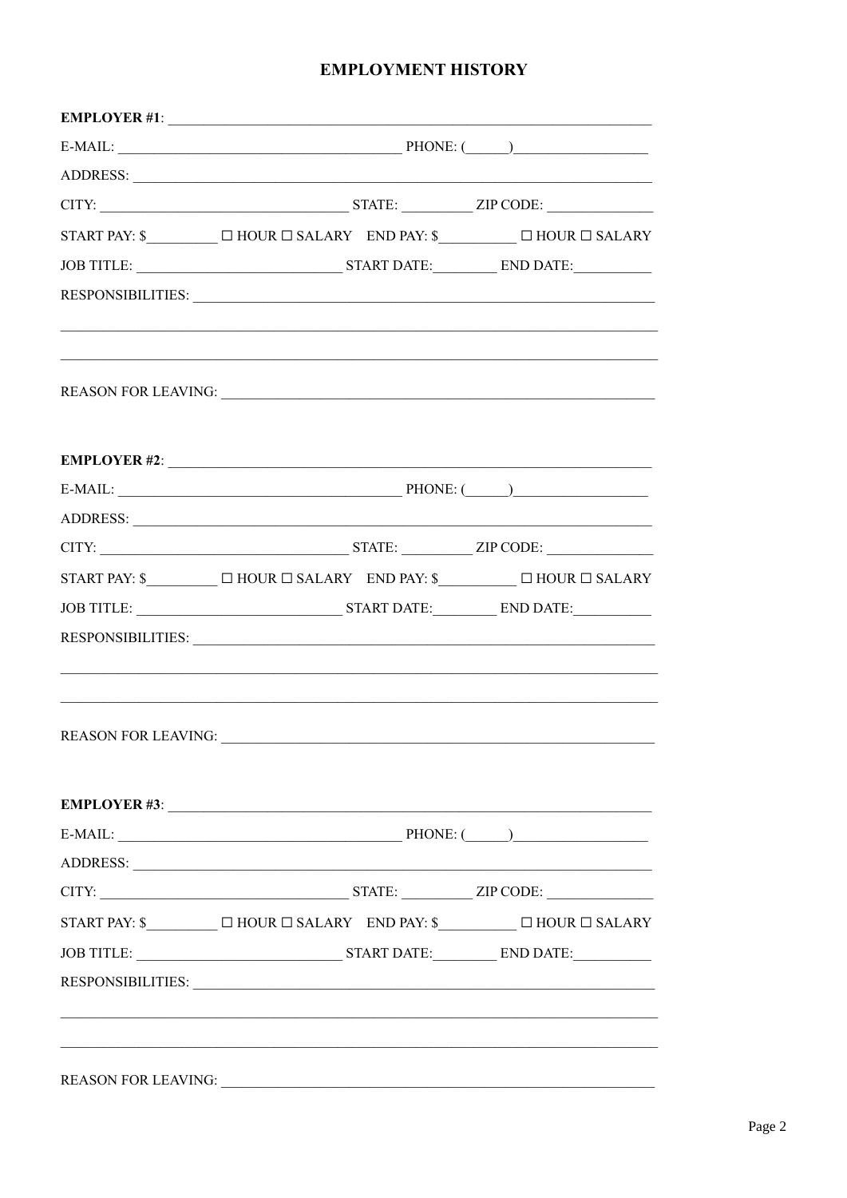## EMPLOYMENT HISTORY

**EMPLOYER #1**: ______________________________________________________________

E-MAIL: ______________________________________ PHONE: (______)__________________

ADDRESS: _____________________________________________________________________

CITY: _________________________________ STATE: __________ ZIP CODE: ______________

START PAY: $__________ ☐ HOUR ☐ SALARY END PAY: $___________ ☐ HOUR ☐ SALARY

JOB TITLE: ____________________________ START DATE:_________ END DATE:___________

RESPONSIBILITIES: ______________________________________________________________

_____________________________________________________________________________

_____________________________________________________________________________

REASON FOR LEAVING: ____________________________________________________________

**EMPLOYER #2**: ______________________________________________________________

E-MAIL: ______________________________________ PHONE: (______)__________________

ADDRESS: _____________________________________________________________________

CITY: _________________________________ STATE: __________ ZIP CODE: ______________

START PAY: $__________ ☐ HOUR ☐ SALARY END PAY: $___________ ☐ HOUR ☐ SALARY

JOB TITLE: ____________________________ START DATE:_________ END DATE:___________

RESPONSIBILITIES: ______________________________________________________________

_____________________________________________________________________________

_____________________________________________________________________________

REASON FOR LEAVING: ____________________________________________________________

**EMPLOYER #3**: ______________________________________________________________

E-MAIL: ______________________________________ PHONE: (______)__________________

ADDRESS: _____________________________________________________________________

CITY: _________________________________ STATE: __________ ZIP CODE: ______________

START PAY: $__________ ☐ HOUR ☐ SALARY END PAY: $___________ ☐ HOUR ☐ SALARY

JOB TITLE: ____________________________ START DATE:_________ END DATE:___________

RESPONSIBILITIES: ______________________________________________________________

_____________________________________________________________________________

_____________________________________________________________________________

REASON FOR LEAVING: ____________________________________________________________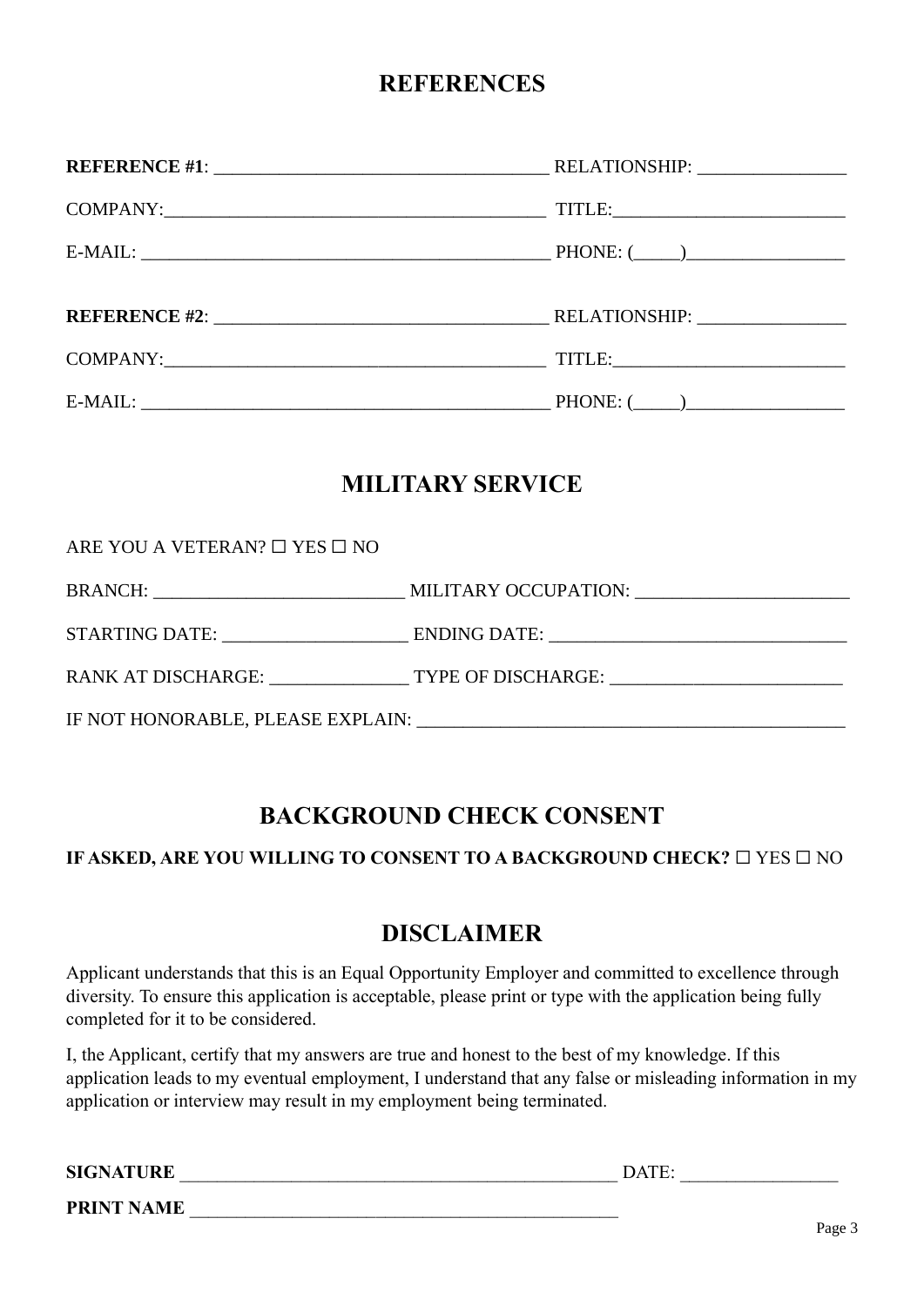## REFERENCES

**REFERENCE #1**: ____________________________________ RELATIONSHIP: ________________

COMPANY:_________________________________________ TITLE:_________________________

E-MAIL: _____________________________________________ PHONE: (_____)_________________

**REFERENCE #2**: ____________________________________ RELATIONSHIP: ________________

COMPANY:_________________________________________ TITLE:_________________________

E-MAIL: _____________________________________________ PHONE: (_____)_________________

## MILITARY SERVICE

ARE YOU A VETERAN? ☐ YES ☐ NO

BRANCH: ___________________________ MILITARY OCCUPATION: _______________________

STARTING DATE: ____________________ ENDING DATE: ________________________________

RANK AT DISCHARGE: _______________ TYPE OF DISCHARGE: _________________________

IF NOT HONORABLE, PLEASE EXPLAIN: _______________________________________________

## BACKGROUND CHECK CONSENT

**IF ASKED, ARE YOU WILLING TO CONSENT TO A BACKGROUND CHECK?** ☐ YES ☐ NO

## DISCLAIMER

Applicant understands that this is an Equal Opportunity Employer and committed to excellence through diversity. To ensure this application is acceptable, please print or type with the application being fully completed for it to be considered.

I, the Applicant, certify that my answers are true and honest to the best of my knowledge. If this application leads to my eventual employment, I understand that any false or misleading information in my application or interview may result in my employment being terminated.

**SIGNATURE** _______________________________________________ DATE: _________________

**PRINT NAME** _______________________________________________